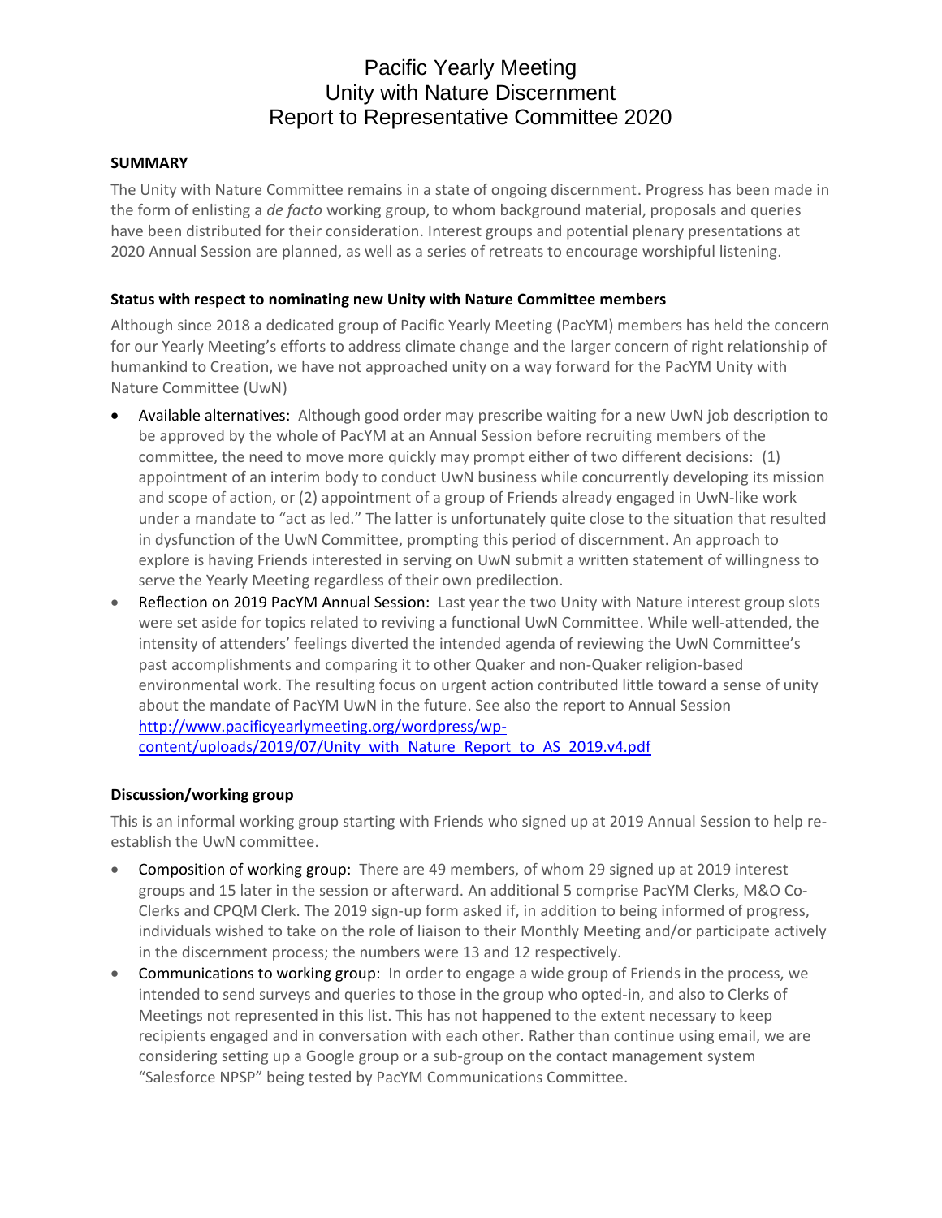# Pacific Yearly Meeting
# Unity with Nature Discernment
# Report to Representative Committee 2020

**SUMMARY**

The Unity with Nature Committee remains in a state of ongoing discernment. Progress has been made in the form of enlisting a *de facto* working group, to whom background material, proposals and queries have been distributed for their consideration. Interest groups and potential plenary presentations at 2020 Annual Session are planned, as well as a series of retreats to encourage worshipful listening.

**Status with respect to nominating new Unity with Nature Committee members**

Although since 2018 a dedicated group of Pacific Yearly Meeting (PacYM) members has held the concern for our Yearly Meeting's efforts to address climate change and the larger concern of right relationship of humankind to Creation, we have not approached unity on a way forward for the PacYM Unity with Nature Committee (UwN)

- Available alternatives: Although good order may prescribe waiting for a new UwN job description to be approved by the whole of PacYM at an Annual Session before recruiting members of the committee, the need to move more quickly may prompt either of two different decisions: (1) appointment of an interim body to conduct UwN business while concurrently developing its mission and scope of action, or (2) appointment of a group of Friends already engaged in UwN-like work under a mandate to "act as led." The latter is unfortunately quite close to the situation that resulted in dysfunction of the UwN Committee, prompting this period of discernment. An approach to explore is having Friends interested in serving on UwN submit a written statement of willingness to serve the Yearly Meeting regardless of their own predilection.
- Reflection on 2019 PacYM Annual Session: Last year the two Unity with Nature interest group slots were set aside for topics related to reviving a functional UwN Committee. While well-attended, the intensity of attenders' feelings diverted the intended agenda of reviewing the UwN Committee's past accomplishments and comparing it to other Quaker and non-Quaker religion-based environmental work. The resulting focus on urgent action contributed little toward a sense of unity about the mandate of PacYM UwN in the future. See also the report to Annual Session http://www.pacificyearlymeeting.org/wordpress/wp-content/uploads/2019/07/Unity_with_Nature_Report_to_AS_2019.v4.pdf

**Discussion/working group**

This is an informal working group starting with Friends who signed up at 2019 Annual Session to help re-establish the UwN committee.

- Composition of working group: There are 49 members, of whom 29 signed up at 2019 interest groups and 15 later in the session or afterward. An additional 5 comprise PacYM Clerks, M&O Co-Clerks and CPQM Clerk. The 2019 sign-up form asked if, in addition to being informed of progress, individuals wished to take on the role of liaison to their Monthly Meeting and/or participate actively in the discernment process; the numbers were 13 and 12 respectively.
- Communications to working group: In order to engage a wide group of Friends in the process, we intended to send surveys and queries to those in the group who opted-in, and also to Clerks of Meetings not represented in this list. This has not happened to the extent necessary to keep recipients engaged and in conversation with each other. Rather than continue using email, we are considering setting up a Google group or a sub-group on the contact management system "Salesforce NPSP" being tested by PacYM Communications Committee.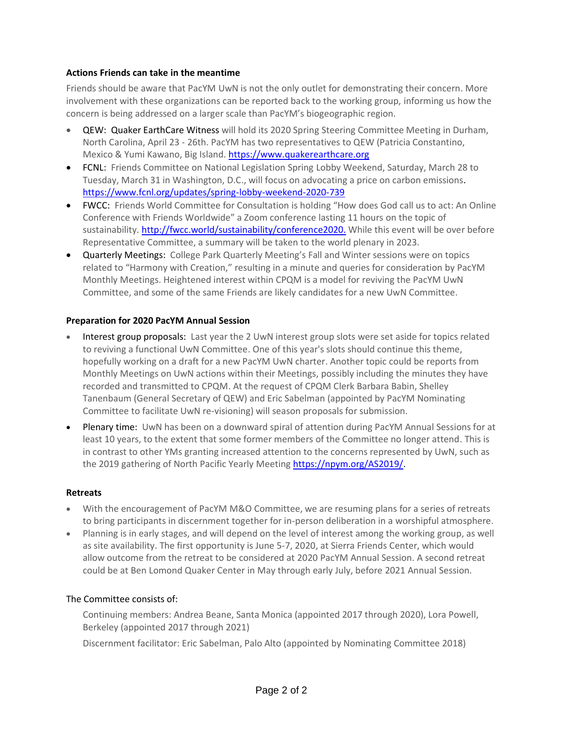**Actions Friends can take in the meantime**

Friends should be aware that PacYM UwN is not the only outlet for demonstrating their concern. More involvement with these organizations can be reported back to the working group, informing us how the concern is being addressed on a larger scale than PacYM's biogeographic region.

- QEW: Quaker EarthCare Witness will hold its 2020 Spring Steering Committee Meeting in Durham, North Carolina, April 23 - 26th. PacYM has two representatives to QEW (Patricia Constantino, Mexico & Yumi Kawano, Big Island. https://www.quakerearthcare.org
- FCNL: Friends Committee on National Legislation Spring Lobby Weekend, Saturday, March 28 to Tuesday, March 31 in Washington, D.C., will focus on advocating a price on carbon emissions. https://www.fcnl.org/updates/spring-lobby-weekend-2020-739
- FWCC: Friends World Committee for Consultation is holding "How does God call us to act: An Online Conference with Friends Worldwide" a Zoom conference lasting 11 hours on the topic of sustainability. http://fwcc.world/sustainability/conference2020. While this event will be over before Representative Committee, a summary will be taken to the world plenary in 2023.
- Quarterly Meetings: College Park Quarterly Meeting's Fall and Winter sessions were on topics related to "Harmony with Creation," resulting in a minute and queries for consideration by PacYM Monthly Meetings. Heightened interest within CPQM is a model for reviving the PacYM UwN Committee, and some of the same Friends are likely candidates for a new UwN Committee.

**Preparation for 2020 PacYM Annual Session**

- Interest group proposals: Last year the 2 UwN interest group slots were set aside for topics related to reviving a functional UwN Committee. One of this year's slots should continue this theme, hopefully working on a draft for a new PacYM UwN charter. Another topic could be reports from Monthly Meetings on UwN actions within their Meetings, possibly including the minutes they have recorded and transmitted to CPQM. At the request of CPQM Clerk Barbara Babin, Shelley Tanenbaum (General Secretary of QEW) and Eric Sabelman (appointed by PacYM Nominating Committee to facilitate UwN re-visioning) will season proposals for submission.
- Plenary time: UwN has been on a downward spiral of attention during PacYM Annual Sessions for at least 10 years, to the extent that some former members of the Committee no longer attend. This is in contrast to other YMs granting increased attention to the concerns represented by UwN, such as the 2019 gathering of North Pacific Yearly Meeting https://npym.org/AS2019/.

**Retreats**

- With the encouragement of PacYM M&O Committee, we are resuming plans for a series of retreats to bring participants in discernment together for in-person deliberation in a worshipful atmosphere.
- Planning is in early stages, and will depend on the level of interest among the working group, as well as site availability. The first opportunity is June 5-7, 2020, at Sierra Friends Center, which would allow outcome from the retreat to be considered at 2020 PacYM Annual Session. A second retreat could be at Ben Lomond Quaker Center in May through early July, before 2021 Annual Session.

The Committee consists of:

Continuing members: Andrea Beane, Santa Monica (appointed 2017 through 2020), Lora Powell, Berkeley (appointed 2017 through 2021)

Discernment facilitator: Eric Sabelman, Palo Alto (appointed by Nominating Committee 2018)